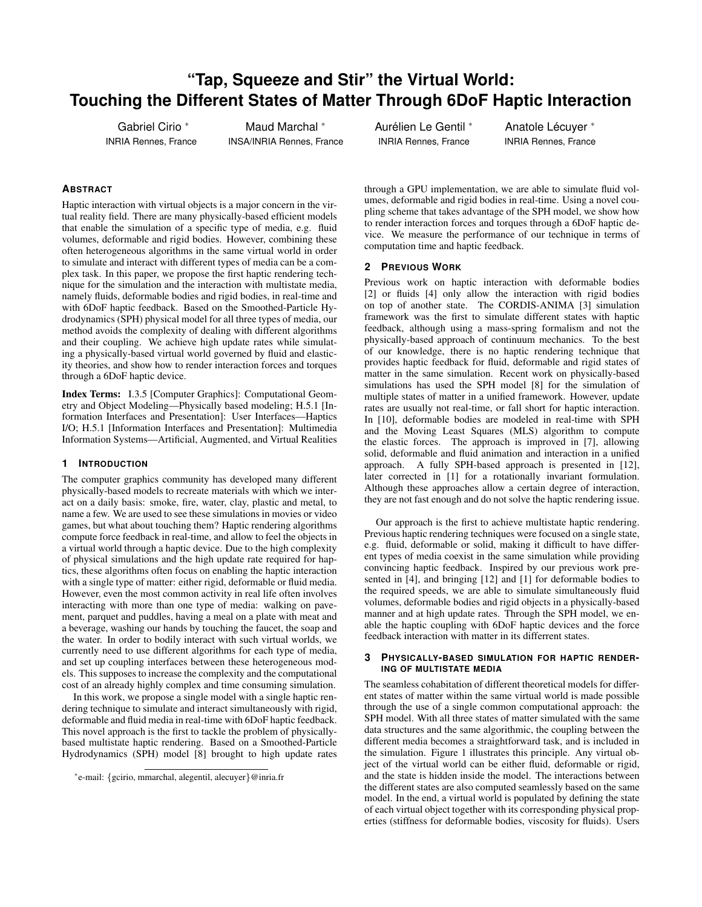# "Tap, Squeeze and Stir" the Virtual World: Touching the Different States of Matter Through 6DoF Haptic Interaction

Gabriel Cirio * INRIA Rennes, France

Maud Marchal * INSA/INRIA Rennes, France

Aurélien Le Gentil * INRIA Rennes, France

Anatole Lécuyer * INRIA Rennes, France

## Abstract

Haptic interaction with virtual objects is a major concern in the virtual reality field. There are many physically-based efficient models that enable the simulation of a specific type of media, e.g. fluid volumes, deformable and rigid bodies. However, combining these often heterogeneous algorithms in the same virtual world in order to simulate and interact with different types of media can be a complex task. In this paper, we propose the first haptic rendering technique for the simulation and the interaction with multistate media, namely fluids, deformable bodies and rigid bodies, in real-time and with 6DoF haptic feedback. Based on the Smoothed-Particle Hydrodynamics (SPH) physical model for all three types of media, our method avoids the complexity of dealing with different algorithms and their coupling. We achieve high update rates while simulating a physically-based virtual world governed by fluid and elasticity theories, and show how to render interaction forces and torques through a 6DoF haptic device.

**Index Terms:** I.3.5 [Computer Graphics]: Computational Geometry and Object Modeling—Physically based modeling; H.5.1 [Information Interfaces and Presentation]: User Interfaces—Haptics I/O; H.5.1 [Information Interfaces and Presentation]: Multimedia Information Systems—Artificial, Augmented, and Virtual Realities

## 1 Introduction

The computer graphics community has developed many different physically-based models to recreate materials with which we interact on a daily basis: smoke, fire, water, clay, plastic and metal, to name a few. We are used to see these simulations in movies or video games, but what about touching them? Haptic rendering algorithms compute force feedback in real-time, and allow to feel the objects in a virtual world through a haptic device. Due to the high complexity of physical simulations and the high update rate required for haptics, these algorithms often focus on enabling the haptic interaction with a single type of matter: either rigid, deformable or fluid media. However, even the most common activity in real life often involves interacting with more than one type of media: walking on pavement, parquet and puddles, having a meal on a plate with meat and a beverage, washing our hands by touching the faucet, the soap and the water. In order to bodily interact with such virtual worlds, we currently need to use different algorithms for each type of media, and set up coupling interfaces between these heterogeneous models. This supposes to increase the complexity and the computational cost of an already highly complex and time consuming simulation.

In this work, we propose a single model with a single haptic rendering technique to simulate and interact simultaneously with rigid, deformable and fluid media in real-time with 6DoF haptic feedback. This novel approach is the first to tackle the problem of physically-based multistate haptic rendering. Based on a Smoothed-Particle Hydrodynamics (SPH) model [8] brought to high update rates through a GPU implementation, we are able to simulate fluid volumes, deformable and rigid bodies in real-time. Using a novel coupling scheme that takes advantage of the SPH model, we show how to render interaction forces and torques through a 6DoF haptic device. We measure the performance of our technique in terms of computation time and haptic feedback.

*e-mail: {gcirio, mmarchal, alegentil, alecuyer}@inria.fr

## 2 Previous Work

Previous work on haptic interaction with deformable bodies [2] or fluids [4] only allow the interaction with rigid bodies on top of another state. The CORDIS-ANIMA [3] simulation framework was the first to simulate different states with haptic feedback, although using a mass-spring formalism and not the physically-based approach of continuum mechanics. To the best of our knowledge, there is no haptic rendering technique that provides haptic feedback for fluid, deformable and rigid states of matter in the same simulation. Recent work on physically-based simulations has used the SPH model [8] for the simulation of multiple states of matter in a unified framework. However, update rates are usually not real-time, or fall short for haptic interaction. In [10], deformable bodies are modeled in real-time with SPH and the Moving Least Squares (MLS) algorithm to compute the elastic forces. The approach is improved in [7], allowing solid, deformable and fluid animation and interaction in a unified approach. A fully SPH-based approach is presented in [12], later corrected in [1] for a rotationally invariant formulation. Although these approaches allow a certain degree of interaction, they are not fast enough and do not solve the haptic rendering issue.

Our approach is the first to achieve multistate haptic rendering. Previous haptic rendering techniques were focused on a single state, e.g. fluid, deformable or solid, making it difficult to have different types of media coexist in the same simulation while providing convincing haptic feedback. Inspired by our previous work presented in [4], and bringing [12] and [1] for deformable bodies to the required speeds, we are able to simulate simultaneously fluid volumes, deformable bodies and rigid objects in a physically-based manner and at high update rates. Through the SPH model, we enable the haptic coupling with 6DoF haptic devices and the force feedback interaction with matter in its different states.

## 3 Physically-based simulation for haptic rendering of multistate media

The seamless cohabitation of different theoretical models for different states of matter within the same virtual world is made possible through the use of a single common computational approach: the SPH model. With all three states of matter simulated with the same data structures and the same algorithmic, the coupling between the different media becomes a straightforward task, and is included in the simulation. Figure 1 illustrates this principle. Any virtual object of the virtual world can be either fluid, deformable or rigid, and the state is hidden inside the model. The interactions between the different states are also computed seamlessly based on the same model. In the end, a virtual world is populated by defining the state of each virtual object together with its corresponding physical properties (stiffness for deformable bodies, viscosity for fluids). Users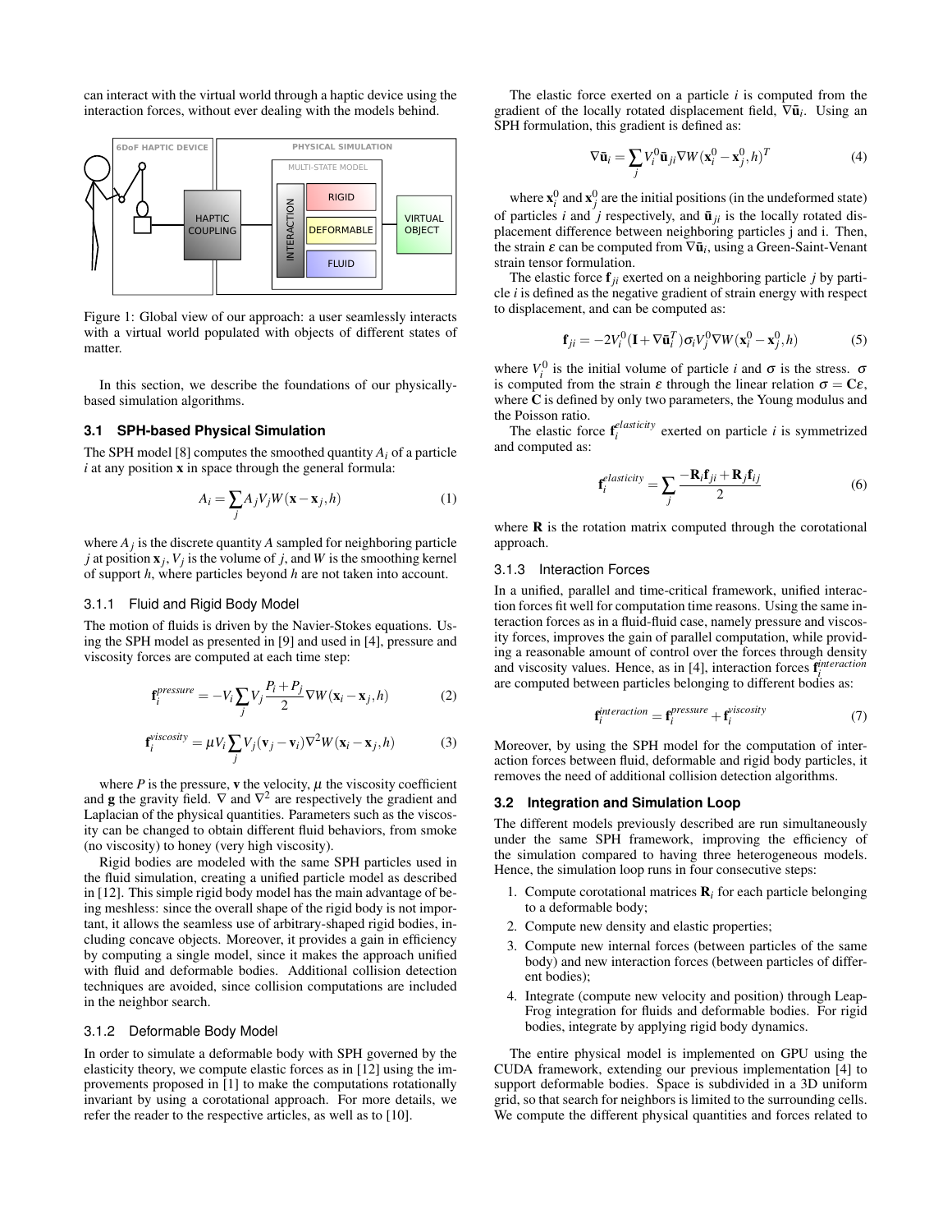can interact with the virtual world through a haptic device using the interaction forces, without ever dealing with the models behind.

Figure 1: Global view of our approach: a user seamlessly interacts with a virtual world populated with objects of different states of matter.

In this section, we describe the foundations of our physically-based simulation algorithms.

### 3.1 SPH-based Physical Simulation

The SPH model [8] computes the smoothed quantity $A_i$ of a particle $i$ at any position $\mathbf{x}$ in space through the general formula:

$$A_i = \sum_j A_j V_j W(\mathbf{x} - \mathbf{x}_j, h) \tag{1}$$

where $A_j$ is the discrete quantity $A$ sampled for neighboring particle $j$ at position $\mathbf{x}_j$, $V_j$ is the volume of $j$, and $W$ is the smoothing kernel of support $h$, where particles beyond $h$ are not taken into account.

#### 3.1.1 Fluid and Rigid Body Model

The motion of fluids is driven by the Navier-Stokes equations. Using the SPH model as presented in [9] and used in [4], pressure and viscosity forces are computed at each time step:

$$\mathbf{f}_i^{pressure} = -V_i \sum_j V_j \frac{P_i + P_j}{2} \nabla W(\mathbf{x}_i - \mathbf{x}_j, h) \tag{2}$$

$$\mathbf{f}_i^{viscosity} = \mu V_i \sum_j V_j (\mathbf{v}_j - \mathbf{v}_i) \nabla^2 W(\mathbf{x}_i - \mathbf{x}_j, h) \tag{3}$$

where $P$ is the pressure, $\mathbf{v}$ the velocity, $\mu$ the viscosity coefficient and $\mathbf{g}$ the gravity field. $\nabla$ and $\nabla^2$ are respectively the gradient and Laplacian of the physical quantities. Parameters such as the viscosity can be changed to obtain different fluid behaviors, from smoke (no viscosity) to honey (very high viscosity).

Rigid bodies are modeled with the same SPH particles used in the fluid simulation, creating a unified particle model as described in [12]. This simple rigid body model has the main advantage of being meshless: since the overall shape of the rigid body is not important, it allows the seamless use of arbitrary-shaped rigid bodies, including concave objects. Moreover, it provides a gain in efficiency by computing a single model, since it makes the approach unified with fluid and deformable bodies. Additional collision detection techniques are avoided, since collision computations are included in the neighbor search.

#### 3.1.2 Deformable Body Model

In order to simulate a deformable body with SPH governed by the elasticity theory, we compute elastic forces as in [12] using the improvements proposed in [1] to make the computations rotationally invariant by using a corotational approach. For more details, we refer the reader to the respective articles, as well as to [10].

The elastic force exerted on a particle $i$ is computed from the gradient of the locally rotated displacement field, $\nabla \bar{\mathbf{u}}_i$. Using an SPH formulation, this gradient is defined as:

$$\nabla \bar{\mathbf{u}}_i = \sum_j V_i^0 \bar{\mathbf{u}}_{ji} \nabla W(\mathbf{x}_i^0 - \mathbf{x}_j^0, h)^T \tag{4}$$

where $\mathbf{x}_i^0$ and $\mathbf{x}_j^0$ are the initial positions (in the undeformed state) of particles $i$ and $j$ respectively, and $\bar{\mathbf{u}}_{ji}$ is the locally rotated displacement difference between neighboring particles j and i. Then, the strain $\varepsilon$ can be computed from $\nabla \bar{\mathbf{u}}_i$, using a Green-Saint-Venant strain tensor formulation.

The elastic force $\mathbf{f}_{ji}$ exerted on a neighboring particle $j$ by particle $i$ is defined as the negative gradient of strain energy with respect to displacement, and can be computed as:

$$\mathbf{f}_{ji} = -2V_i^0 (\mathbf{I} + \nabla \bar{\mathbf{u}}_i^T) \sigma_i V_j^0 \nabla W(\mathbf{x}_i^0 - \mathbf{x}_j^0, h) \tag{5}$$

where $V_i^0$ is the initial volume of particle $i$ and $\sigma$ is the stress. $\sigma$ is computed from the strain $\varepsilon$ through the linear relation $\sigma = \mathbf{C}\varepsilon$, where $\mathbf{C}$ is defined by only two parameters, the Young modulus and the Poisson ratio.

The elastic force $\mathbf{f}_i^{elasticity}$ exerted on particle $i$ is symmetrized and computed as:

$$\mathbf{f}_i^{elasticity} = \sum_j \frac{-\mathbf{R}_i \mathbf{f}_{ji} + \mathbf{R}_j \mathbf{f}_{ij}}{2} \tag{6}$$

where $\mathbf{R}$ is the rotation matrix computed through the corotational approach.

#### 3.1.3 Interaction Forces

In a unified, parallel and time-critical framework, unified interaction forces fit well for computation time reasons. Using the same interaction forces as in a fluid-fluid case, namely pressure and viscosity forces, improves the gain of parallel computation, while providing a reasonable amount of control over the forces through density and viscosity values. Hence, as in [4], interaction forces $\mathbf{f}_i^{interaction}$ are computed between particles belonging to different bodies as:

$$\mathbf{f}_i^{interaction} = \mathbf{f}_i^{pressure} + \mathbf{f}_i^{viscosity} \tag{7}$$

Moreover, by using the SPH model for the computation of interaction forces between fluid, deformable and rigid body particles, it removes the need of additional collision detection algorithms.

### 3.2 Integration and Simulation Loop

The different models previously described are run simultaneously under the same SPH framework, improving the efficiency of the simulation compared to having three heterogeneous models. Hence, the simulation loop runs in four consecutive steps:

1. Compute corotational matrices $\mathbf{R}_i$ for each particle belonging to a deformable body;
2. Compute new density and elastic properties;
3. Compute new internal forces (between particles of the same body) and new interaction forces (between particles of different bodies);
4. Integrate (compute new velocity and position) through Leap-Frog integration for fluids and deformable bodies. For rigid bodies, integrate by applying rigid body dynamics.

The entire physical model is implemented on GPU using the CUDA framework, extending our previous implementation [4] to support deformable bodies. Space is subdivided in a 3D uniform grid, so that search for neighbors is limited to the surrounding cells. We compute the different physical quantities and forces related to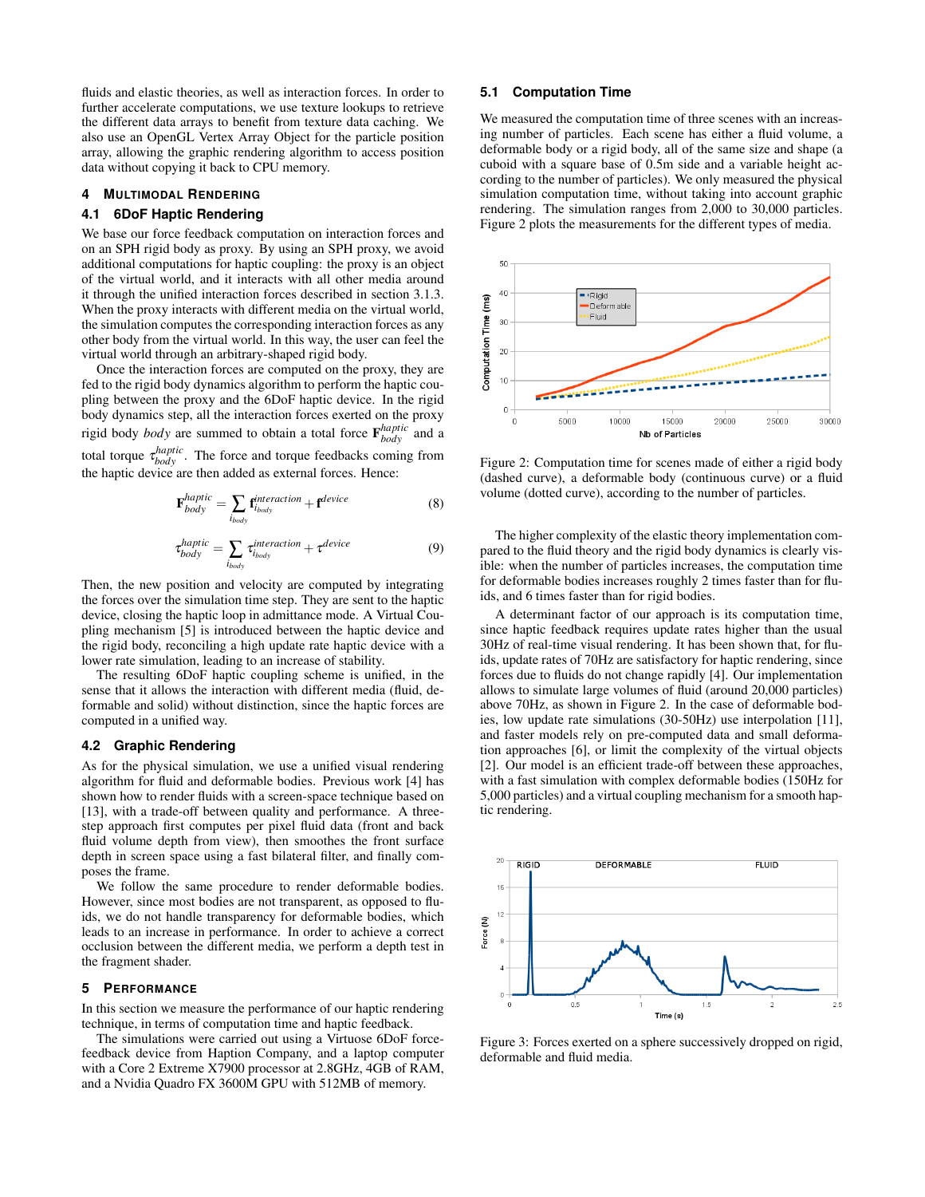fluids and elastic theories, as well as interaction forces. In order to further accelerate computations, we use texture lookups to retrieve the different data arrays to benefit from texture data caching. We also use an OpenGL Vertex Array Object for the particle position array, allowing the graphic rendering algorithm to access position data without copying it back to CPU memory.

## 4 MULTIMODAL RENDERING

### 4.1 6DoF Haptic Rendering

We base our force feedback computation on interaction forces and on an SPH rigid body as proxy. By using an SPH proxy, we avoid additional computations for haptic coupling: the proxy is an object of the virtual world, and it interacts with all other media around it through the unified interaction forces described in section 3.1.3. When the proxy interacts with different media on the virtual world, the simulation computes the corresponding interaction forces as any other body from the virtual world. In this way, the user can feel the virtual world through an arbitrary-shaped rigid body.

Once the interaction forces are computed on the proxy, they are fed to the rigid body dynamics algorithm to perform the haptic coupling between the proxy and the 6DoF haptic device. In the rigid body dynamics step, all the interaction forces exerted on the proxy rigid body *body* are summed to obtain a total force $\mathbf{F}^{haptic}_{body}$ and a total torque $\tau^{haptic}_{body}$. The force and torque feedbacks coming from the haptic device are then added as external forces. Hence:

$$\mathbf{F}^{haptic}_{body} = \sum_{i_{body}} \mathbf{f}^{interaction}_{i_{body}} + \mathbf{f}^{device} \quad (8)$$

$$\tau^{haptic}_{body} = \sum_{i_{body}} \tau^{interaction}_{i_{body}} + \tau^{device} \quad (9)$$

Then, the new position and velocity are computed by integrating the forces over the simulation time step. They are sent to the haptic device, closing the haptic loop in admittance mode. A Virtual Coupling mechanism [5] is introduced between the haptic device and the rigid body, reconciling a high update rate haptic device with a lower rate simulation, leading to an increase of stability.

The resulting 6DoF haptic coupling scheme is unified, in the sense that it allows the interaction with different media (fluid, deformable and solid) without distinction, since the haptic forces are computed in a unified way.

### 4.2 Graphic Rendering

As for the physical simulation, we use a unified visual rendering algorithm for fluid and deformable bodies. Previous work [4] has shown how to render fluids with a screen-space technique based on [13], with a trade-off between quality and performance. A three-step approach first computes per pixel fluid data (front and back fluid volume depth from view), then smoothes the front surface depth in screen space using a fast bilateral filter, and finally composes the frame.

We follow the same procedure to render deformable bodies. However, since most bodies are not transparent, as opposed to fluids, we do not handle transparency for deformable bodies, which leads to an increase in performance. In order to achieve a correct occlusion between the different media, we perform a depth test in the fragment shader.

## 5 PERFORMANCE

In this section we measure the performance of our haptic rendering technique, in terms of computation time and haptic feedback.

The simulations were carried out using a Virtuose 6DoF force-feedback device from Haption Company, and a laptop computer with a Core 2 Extreme X7900 processor at 2.8GHz, 4GB of RAM, and a Nvidia Quadro FX 3600M GPU with 512MB of memory.

### 5.1 Computation Time

We measured the computation time of three scenes with an increasing number of particles. Each scene has either a fluid volume, a deformable body or a rigid body, all of the same size and shape (a cuboid with a square base of 0.5m side and a variable height according to the number of particles). We only measured the physical simulation computation time, without taking into account graphic rendering. The simulation ranges from 2,000 to 30,000 particles. Figure 2 plots the measurements for the different types of media.

Figure 2: Computation time for scenes made of either a rigid body (dashed curve), a deformable body (continuous curve) or a fluid volume (dotted curve), according to the number of particles.

The higher complexity of the elastic theory implementation compared to the fluid theory and the rigid body dynamics is clearly visible: when the number of particles increases, the computation time for deformable bodies increases roughly 2 times faster than for fluids, and 6 times faster than for rigid bodies.

A determinant factor of our approach is its computation time, since haptic feedback requires update rates higher than the usual 30Hz of real-time visual rendering. It has been shown that, for fluids, update rates of 70Hz are satisfactory for haptic rendering, since forces due to fluids do not change rapidly [4]. Our implementation allows to simulate large volumes of fluid (around 20,000 particles) above 70Hz, as shown in Figure 2. In the case of deformable bodies, low update rate simulations (30-50Hz) use interpolation [11], and faster models rely on pre-computed data and small deformation approaches [6], or limit the complexity of the virtual objects [2]. Our model is an efficient trade-off between these approaches, with a fast simulation with complex deformable bodies (150Hz for 5,000 particles) and a virtual coupling mechanism for a smooth haptic rendering.

Figure 3: Forces exerted on a sphere successively dropped on rigid, deformable and fluid media.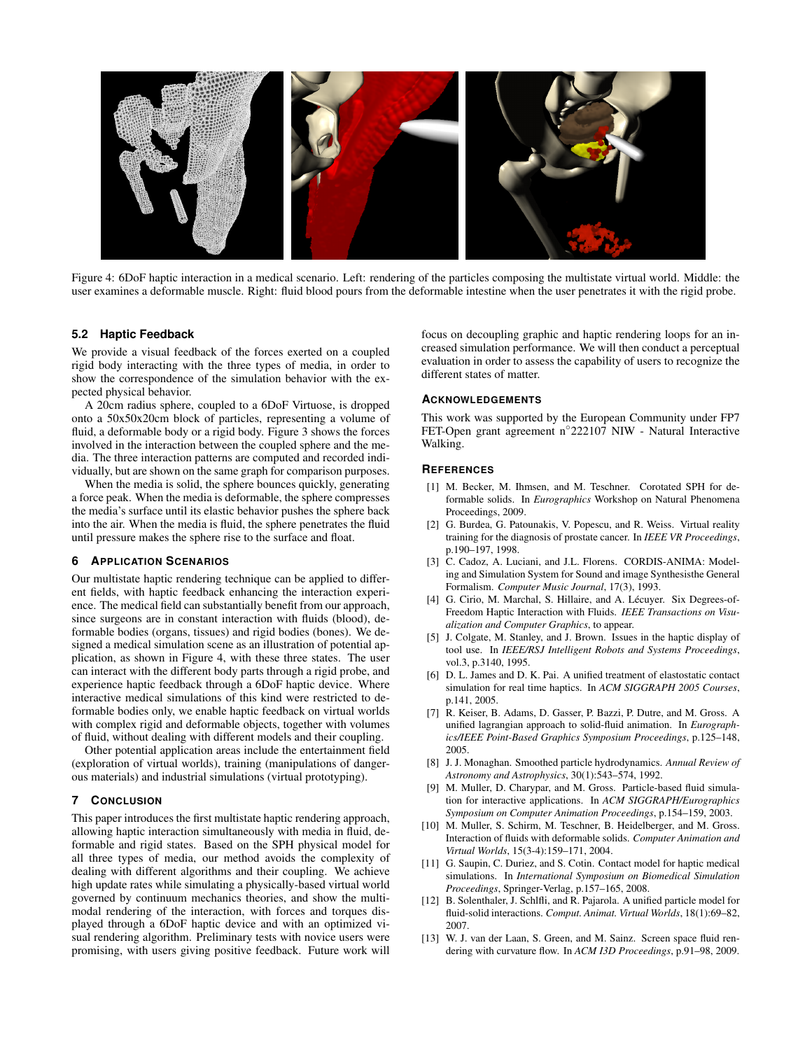Figure 4: 6DoF haptic interaction in a medical scenario. Left: rendering of the particles composing the multistate virtual world. Middle: the user examines a deformable muscle. Right: fluid blood pours from the deformable intestine when the user penetrates it with the rigid probe.

### 5.2 Haptic Feedback

We provide a visual feedback of the forces exerted on a coupled rigid body interacting with the three types of media, in order to show the correspondence of the simulation behavior with the expected physical behavior.

A 20cm radius sphere, coupled to a 6DoF Virtuose, is dropped onto a 50x50x20cm block of particles, representing a volume of fluid, a deformable body or a rigid body. Figure 3 shows the forces involved in the interaction between the coupled sphere and the media. The three interaction patterns are computed and recorded individually, but are shown on the same graph for comparison purposes.

When the media is solid, the sphere bounces quickly, generating a force peak. When the media is deformable, the sphere compresses the media's surface until its elastic behavior pushes the sphere back into the air. When the media is fluid, the sphere penetrates the fluid until pressure makes the sphere rise to the surface and float.

## 6 Application Scenarios

Our multistate haptic rendering technique can be applied to different fields, with haptic feedback enhancing the interaction experience. The medical field can substantially benefit from our approach, since surgeons are in constant interaction with fluids (blood), deformable bodies (organs, tissues) and rigid bodies (bones). We designed a medical simulation scene as an illustration of potential application, as shown in Figure 4, with these three states. The user can interact with the different body parts through a rigid probe, and experience haptic feedback through a 6DoF haptic device. Where interactive medical simulations of this kind were restricted to deformable bodies only, we enable haptic feedback on virtual worlds with complex rigid and deformable objects, together with volumes of fluid, without dealing with different models and their coupling.

Other potential application areas include the entertainment field (exploration of virtual worlds), training (manipulations of dangerous materials) and industrial simulations (virtual prototyping).

## 7 Conclusion

This paper introduces the first multistate haptic rendering approach, allowing haptic interaction simultaneously with media in fluid, deformable and rigid states. Based on the SPH physical model for all three types of media, our method avoids the complexity of dealing with different algorithms and their coupling. We achieve high update rates while simulating a physically-based virtual world governed by continuum mechanics theories, and show the multimodal rendering of the interaction, with forces and torques displayed through a 6DoF haptic device and with an optimized visual rendering algorithm. Preliminary tests with novice users were promising, with users giving positive feedback. Future work will focus on decoupling graphic and haptic rendering loops for an increased simulation performance. We will then conduct a perceptual evaluation in order to assess the capability of users to recognize the different states of matter.

## Acknowledgements

This work was supported by the European Community under FP7 FET-Open grant agreement n°222107 NIW - Natural Interactive Walking.

## References

[1] M. Becker, M. Ihmsen, and M. Teschner. Corotated SPH for deformable solids. In *Eurographics* Workshop on Natural Phenomena Proceedings, 2009.

[2] G. Burdea, G. Patounakis, V. Popescu, and R. Weiss. Virtual reality training for the diagnosis of prostate cancer. In *IEEE VR Proceedings*, p.190–197, 1998.

[3] C. Cadoz, A. Luciani, and J.L. Florens. CORDIS-ANIMA: Modeling and Simulation System for Sound and image Synthesisthe General Formalism. *Computer Music Journal*, 17(3), 1993.

[4] G. Cirio, M. Marchal, S. Hillaire, and A. Lécuyer. Six Degrees-of-Freedom Haptic Interaction with Fluids. *IEEE Transactions on Visualization and Computer Graphics*, to appear.

[5] J. Colgate, M. Stanley, and J. Brown. Issues in the haptic display of tool use. In *IEEE/RSJ Intelligent Robots and Systems Proceedings*, vol.3, p.3140, 1995.

[6] D. L. James and D. K. Pai. A unified treatment of elastostatic contact simulation for real time haptics. In *ACM SIGGRAPH 2005 Courses*, p.141, 2005.

[7] R. Keiser, B. Adams, D. Gasser, P. Bazzi, P. Dutre, and M. Gross. A unified lagrangian approach to solid-fluid animation. In *Eurographics/IEEE Point-Based Graphics Symposium Proceedings*, p.125–148, 2005.

[8] J. J. Monaghan. Smoothed particle hydrodynamics. *Annual Review of Astronomy and Astrophysics*, 30(1):543–574, 1992.

[9] M. Muller, D. Charypar, and M. Gross. Particle-based fluid simulation for interactive applications. In *ACM SIGGRAPH/Eurographics Symposium on Computer Animation Proceedings*, p.154–159, 2003.

[10] M. Muller, S. Schirm, M. Teschner, B. Heidelberger, and M. Gross. Interaction of fluids with deformable solids. *Computer Animation and Virtual Worlds*, 15(3-4):159–171, 2004.

[11] G. Saupin, C. Duriez, and S. Cotin. Contact model for haptic medical simulations. In *International Symposium on Biomedical Simulation Proceedings*, Springer-Verlag, p.157–165, 2008.

[12] B. Solenthaler, J. Schlfli, and R. Pajarola. A unified particle model for fluid-solid interactions. *Comput. Animat. Virtual Worlds*, 18(1):69–82, 2007.

[13] W. J. van der Laan, S. Green, and M. Sainz. Screen space fluid rendering with curvature flow. In *ACM I3D Proceedings*, p.91–98, 2009.